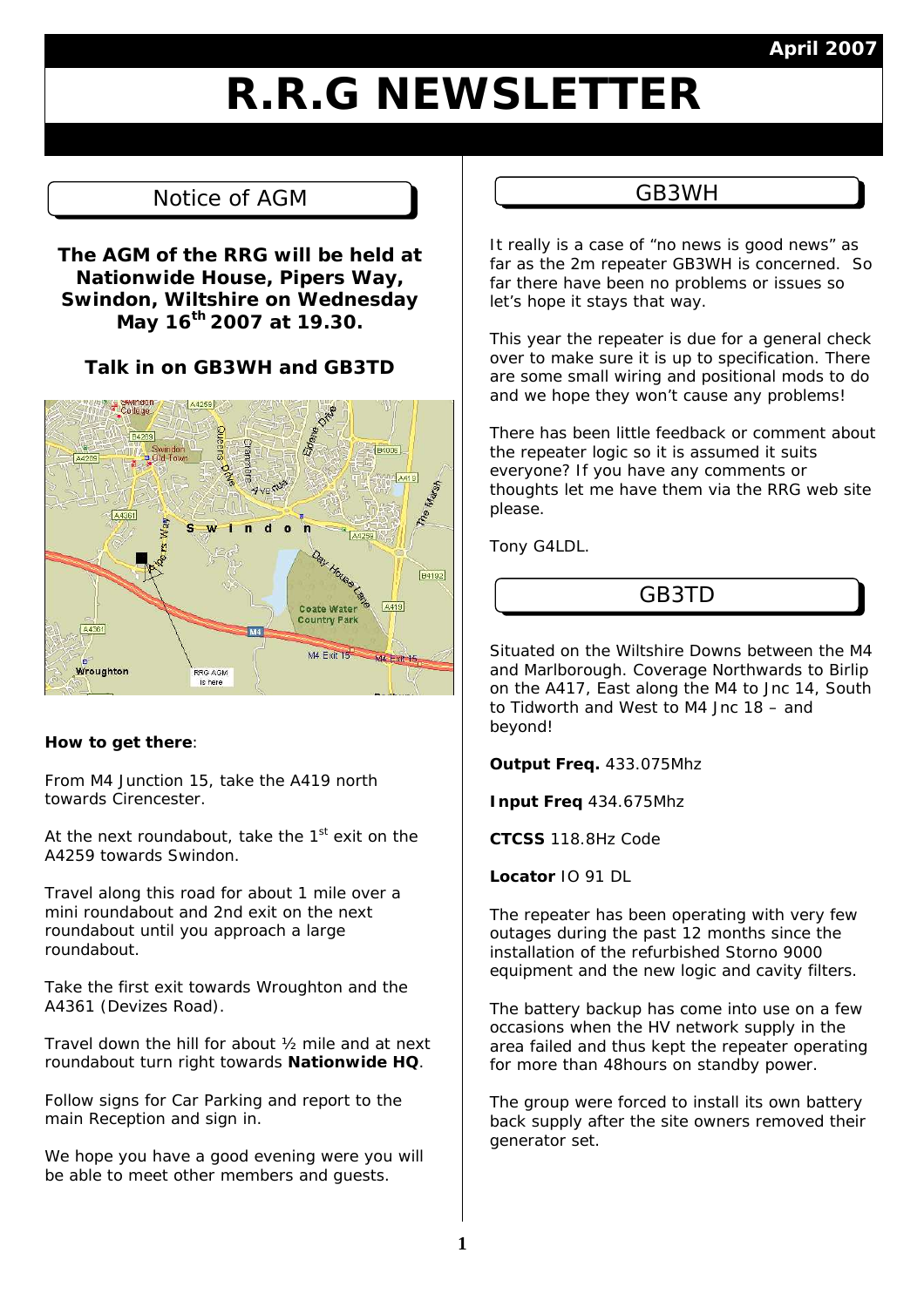April 2007

# R.R.G NEWSLETTER

## Notice of AGM

**The AGM of the RRG will be held at Nationwide House, Pipers Way, Swindon, Wiltshire on Wednesday May 16th 2007 at 19.30.**

**Talk in on GB3WH and GB3TD**

**How to get there**:

From M4 Junction 15, take the A419 north towards Cirencester.

At the next roundabout, take the 1st exit on the A4259 towards Swindon.

Travel along this road for about 1 mile over a mini roundabout and 2nd exit on the next roundabout until you approach a large roundabout.

Take the first exit towards Wroughton and the A4361 (Devizes Road).

Travel down the hill for about ½ mile and at next roundabout turn right towards **Nationwide HQ**.

Follow signs for Car Parking and report to the main Reception and sign in.

We hope you have a good evening were you will be able to meet other members and guests.

## GB3WH

It really is a case of "no news is good news" as far as the 2m repeater GB3WH is concerned. So far there have been no problems or issues so let's hope it stays that way.

This year the repeater is due for a general check over to make sure it is up to specification. There are some small wiring and positional mods to do and we hope they won't cause any problems!

There has been little feedback or comment about the repeater logic so it is assumed it suits everyone? If you have any comments or thoughts let me have them via the RRG web site please.

Tony G4LDL.

## GB3TD

Situated on the Wiltshire Downs between the M4 and Marlborough. Coverage Northwards to Birlip on the A417, East along the M4 to Jnc 14, South to Tidworth and West to M4 Jnc 18 – and beyond!

**Output Freq.** 433.075Mhz

**Input Freq** 434.675Mhz

**CTCSS** 118.8Hz Code

**Locator** IO 91 DL

The repeater has been operating with very few outages during the past 12 months since the installation of the refurbished Storno 9000 equipment and the new logic and cavity filters.

The battery backup has come into use on a few occasions when the HV network supply in the area failed and thus kept the repeater operating for more than 48hours on standby power.

The group were forced to install its own battery back supply after the site owners removed their generator set.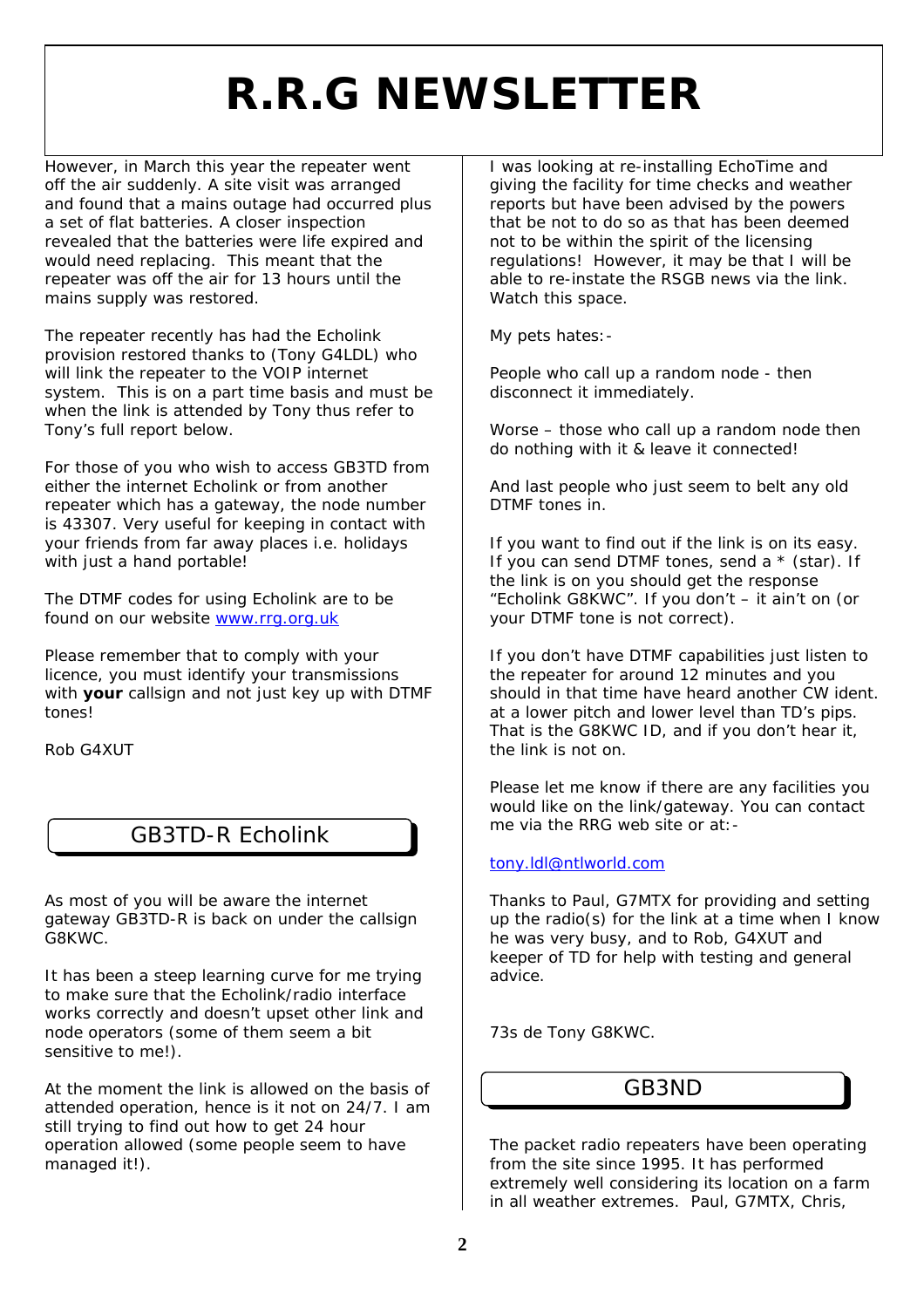# R.R.G NEWSLETTER

However, in March this year the repeater went off the air suddenly. A site visit was arranged and found that a mains outage had occurred plus a set of flat batteries. A closer inspection revealed that the batteries were life expired and would need replacing. This meant that the repeater was off the air for 13 hours until the mains supply was restored.

The repeater recently has had the Echolink provision restored thanks to (Tony G4LDL) who will link the repeater to the VOIP internet system. This is on a part time basis and must be when the link is attended by Tony thus refer to Tony's full report below.

For those of you who wish to access GB3TD from either the internet Echolink or from another repeater which has a gateway, the node number is 43307. Very useful for keeping in contact with your friends from far away places i.e. holidays with just a hand portable!

The DTMF codes for using Echolink are to be found on our website [www.rrg.org.uk](http://www.rrg.org.uk)

Please remember that to comply with your licence, you must identify your transmissions with **your** callsign and not just key up with DTMF tones!

Rob G4XUT

## GB3TD-R Echolink

As most of you will be aware the internet gateway GB3TD-R is back on under the callsign G8KWC.

It has been a steep learning curve for me trying to make sure that the Echolink/radio interface works correctly and doesn't upset other link and node operators (some of them seem a bit sensitive to me!).

At the moment the link is allowed on the basis of attended operation, hence is it not on 24/7. I am still trying to find out how to get 24 hour operation allowed (some people seem to have managed it!).

I was looking at re-installing EchoTime and giving the facility for time checks and weather reports but have been advised by the powers that be not to do so as that has been deemed not to be within the spirit of the licensing regulations! However, it may be that I will be able to re-instate the RSGB news via the link. Watch this space.

My pets hates:-

People who call up a random node - then disconnect it immediately.

Worse – those who call up a random node then do nothing with it & leave it connected!

And last people who just seem to belt any old DTMF tones in.

If you want to find out if the link is on its easy. If you can send DTMF tones, send a * (star). If the link is on you should get the response "Echolink G8KWC". If you don't – it ain't on (or your DTMF tone is not correct).

If you don't have DTMF capabilities just listen to the repeater for around 12 minutes and you should in that time have heard another CW ident. at a lower pitch and lower level than TD's pips. That is the G8KWC ID, and if you don't hear it, the link is not on.

Please let me know if there are any facilities you would like on the link/gateway. You can contact me via the RRG web site or at:-

[tony.ldl@ntlworld.com](mailto:tony.ldl@ntlworld.com)

Thanks to Paul, G7MTX for providing and setting up the radio(s) for the link at a time when I know he was very busy, and to Rob, G4XUT and keeper of TD for help with testing and general advice.

73s de Tony G8KWC.

## GB3ND

The packet radio repeaters have been operating from the site since 1995. It has performed extremely well considering its location on a farm in all weather extremes. Paul, G7MTX, Chris,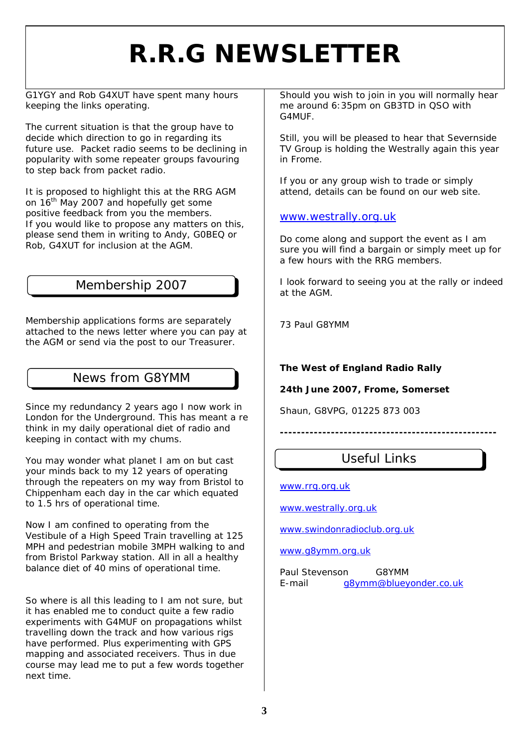# R.R.G NEWSLETTER

G1YGY and Rob G4XUT have spent many hours keeping the links operating.

The current situation is that the group have to decide which direction to go in regarding its future use. Packet radio seems to be declining in popularity with some repeater groups favouring to step back from packet radio.

It is proposed to highlight this at the RRG AGM on 16th May 2007 and hopefully get some positive feedback from you the members.
If you would like to propose any matters on this, please send them in writing to Andy, G0BEQ or Rob, G4XUT for inclusion at the AGM.

## Membership 2007

Membership applications forms are separately attached to the news letter where you can pay at the AGM or send via the post to our Treasurer.

## News from G8YMM

Since my redundancy 2 years ago I now work in London for the Underground. This has meant a re think in my daily operational diet of radio and keeping in contact with my chums.

You may wonder what planet I am on but cast your minds back to my 12 years of operating through the repeaters on my way from Bristol to Chippenham each day in the car which equated to 1.5 hrs of operational time.

Now I am confined to operating from the Vestibule of a High Speed Train travelling at 125 MPH and pedestrian mobile 3MPH walking to and from Bristol Parkway station. All in all a healthy balance diet of 40 mins of operational time.

So where is all this leading to I am not sure, but it has enabled me to conduct quite a few radio experiments with G4MUF on propagations whilst travelling down the track and how various rigs have performed. Plus experimenting with GPS mapping and associated receivers. Thus in due course may lead me to put a few words together next time.

Should you wish to join in you will normally hear me around 6:35pm on GB3TD in QSO with G4MUF.

Still, you will be pleased to hear that Severnside TV Group is holding the Westrally again this year in Frome.

If you or any group wish to trade or simply attend, details can be found on our web site.

www.westrally.org.uk

Do come along and support the event as I am sure you will find a bargain or simply meet up for a few hours with the RRG members.

I look forward to seeing you at the rally or indeed at the AGM.

73 Paul G8YMM

**The West of England Radio Rally**

**24th June 2007, Frome, Somerset**

Shaun, G8VPG, 01225 873 003

---

## Useful Links

www.rrg.org.uk

www.westrally.org.uk

www.swindonradioclub.org.uk

www.g8ymm.org.uk

Paul Stevenson G8YMM
E-mail g8ymm@blueyonder.co.uk